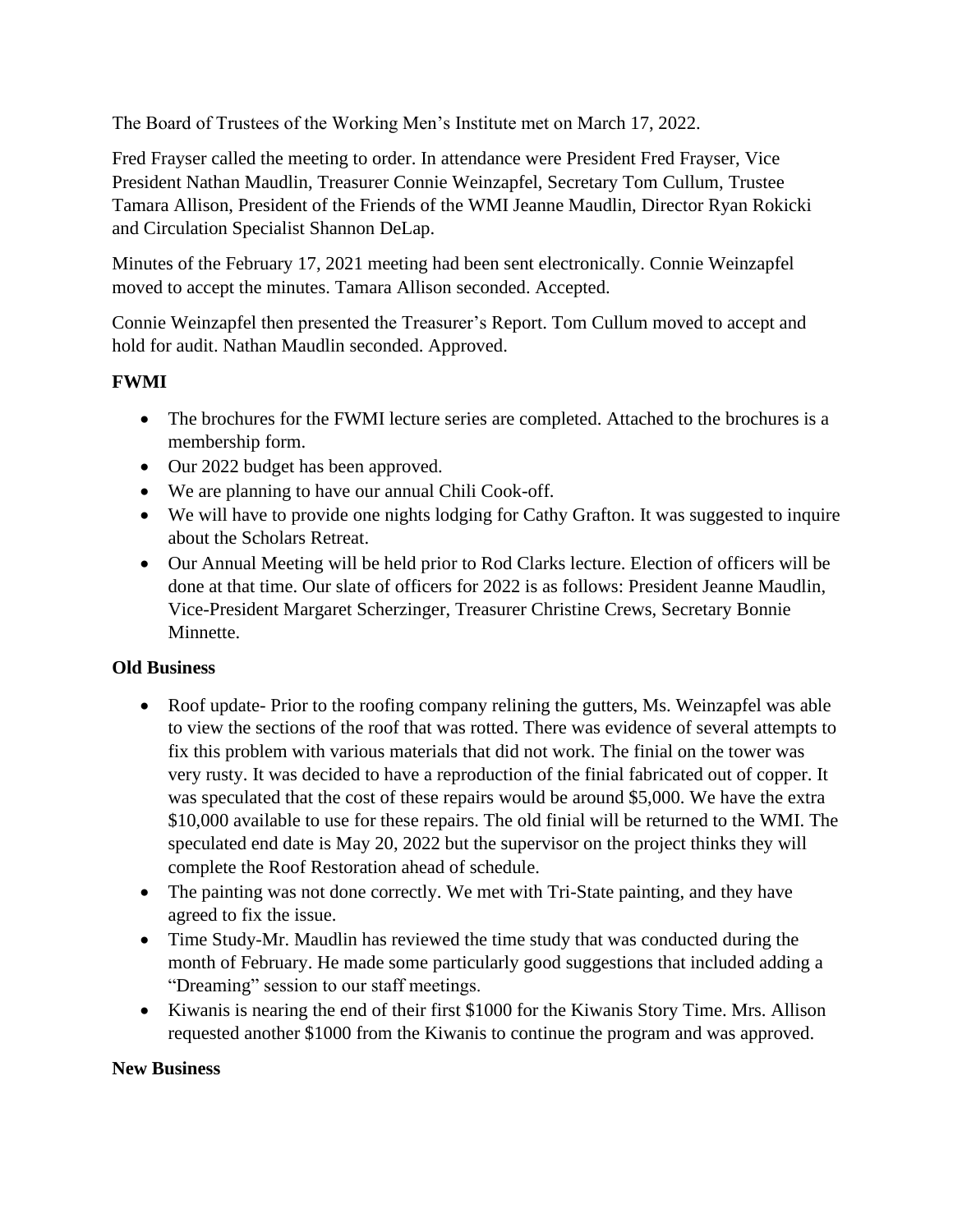The Board of Trustees of the Working Men's Institute met on March 17, 2022.

Fred Frayser called the meeting to order. In attendance were President Fred Frayser, Vice President Nathan Maudlin, Treasurer Connie Weinzapfel, Secretary Tom Cullum, Trustee Tamara Allison, President of the Friends of the WMI Jeanne Maudlin, Director Ryan Rokicki and Circulation Specialist Shannon DeLap.

Minutes of the February 17, 2021 meeting had been sent electronically. Connie Weinzapfel moved to accept the minutes. Tamara Allison seconded. Accepted.

Connie Weinzapfel then presented the Treasurer's Report. Tom Cullum moved to accept and hold for audit. Nathan Maudlin seconded. Approved.

**FWMI**

- The brochures for the FWMI lecture series are completed. Attached to the brochures is a membership form.
- Our 2022 budget has been approved.
- We are planning to have our annual Chili Cook-off.
- We will have to provide one nights lodging for Cathy Grafton. It was suggested to inquire about the Scholars Retreat.
- Our Annual Meeting will be held prior to Rod Clarks lecture. Election of officers will be done at that time. Our slate of officers for 2022 is as follows: President Jeanne Maudlin, Vice-President Margaret Scherzinger, Treasurer Christine Crews, Secretary Bonnie Minnette.

**Old Business**

- Roof update- Prior to the roofing company relining the gutters, Ms. Weinzapfel was able to view the sections of the roof that was rotted. There was evidence of several attempts to fix this problem with various materials that did not work. The finial on the tower was very rusty. It was decided to have a reproduction of the finial fabricated out of copper. It was speculated that the cost of these repairs would be around $5,000. We have the extra $10,000 available to use for these repairs. The old finial will be returned to the WMI. The speculated end date is May 20, 2022 but the supervisor on the project thinks they will complete the Roof Restoration ahead of schedule.
- The painting was not done correctly. We met with Tri-State painting, and they have agreed to fix the issue.
- Time Study-Mr. Maudlin has reviewed the time study that was conducted during the month of February. He made some particularly good suggestions that included adding a "Dreaming" session to our staff meetings.
- Kiwanis is nearing the end of their first $1000 for the Kiwanis Story Time. Mrs. Allison requested another $1000 from the Kiwanis to continue the program and was approved.

**New Business**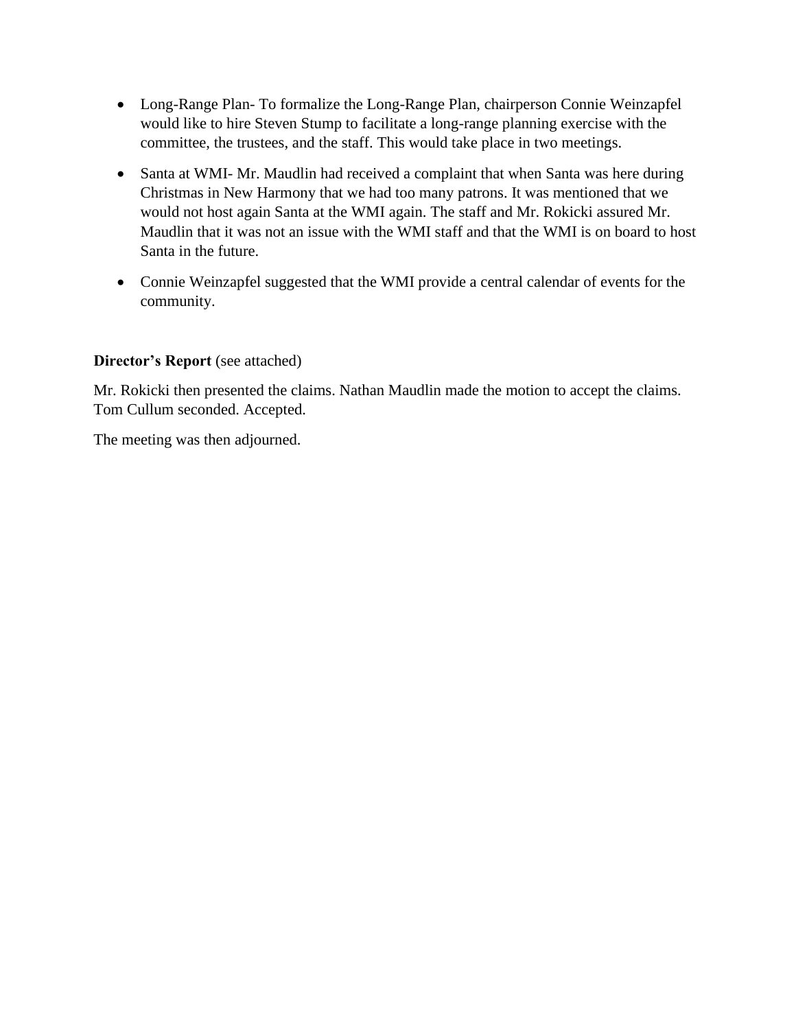- Long-Range Plan- To formalize the Long-Range Plan, chairperson Connie Weinzapfel would like to hire Steven Stump to facilitate a long-range planning exercise with the committee, the trustees, and the staff. This would take place in two meetings.
- Santa at WMI- Mr. Maudlin had received a complaint that when Santa was here during Christmas in New Harmony that we had too many patrons. It was mentioned that we would not host again Santa at the WMI again. The staff and Mr. Rokicki assured Mr. Maudlin that it was not an issue with the WMI staff and that the WMI is on board to host Santa in the future.
- Connie Weinzapfel suggested that the WMI provide a central calendar of events for the community.

**Director's Report** (see attached)

Mr. Rokicki then presented the claims. Nathan Maudlin made the motion to accept the claims. Tom Cullum seconded. Accepted.

The meeting was then adjourned.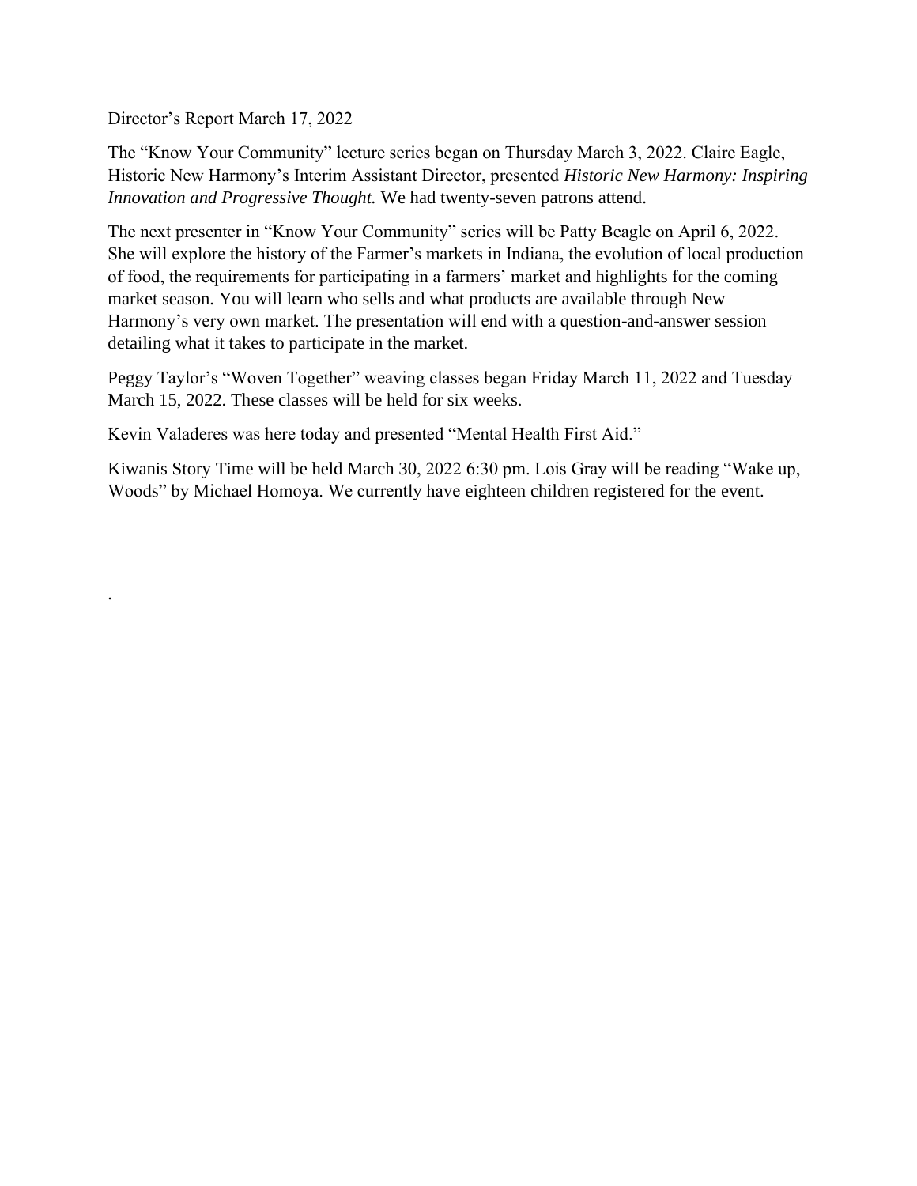Director's Report March 17, 2022

The "Know Your Community" lecture series began on Thursday March 3, 2022. Claire Eagle, Historic New Harmony's Interim Assistant Director, presented *Historic New Harmony: Inspiring Innovation and Progressive Thought.* We had twenty-seven patrons attend.

The next presenter in "Know Your Community" series will be Patty Beagle on April 6, 2022. She will explore the history of the Farmer's markets in Indiana, the evolution of local production of food, the requirements for participating in a farmers' market and highlights for the coming market season. You will learn who sells and what products are available through New Harmony's very own market. The presentation will end with a question-and-answer session detailing what it takes to participate in the market.

Peggy Taylor's "Woven Together" weaving classes began Friday March 11, 2022 and Tuesday March 15, 2022. These classes will be held for six weeks.

Kevin Valaderes was here today and presented "Mental Health First Aid."

Kiwanis Story Time will be held March 30, 2022 6:30 pm. Lois Gray will be reading "Wake up, Woods" by Michael Homoya. We currently have eighteen children registered for the event.

.